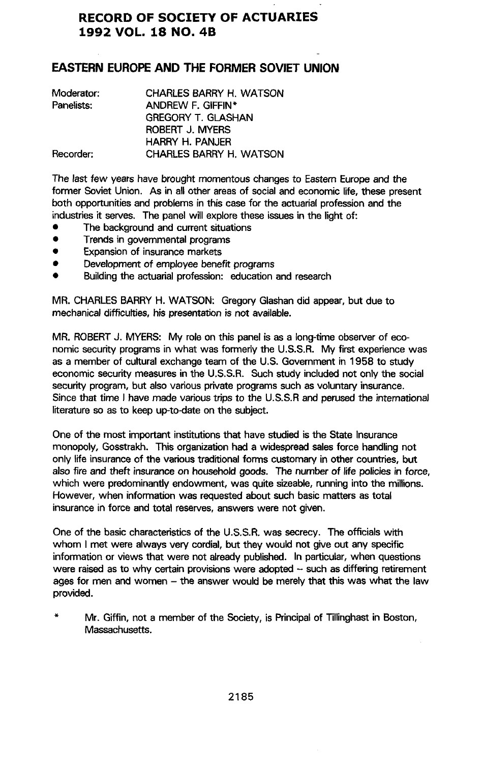# RECORD OF SOCIETY OF ACTUARIES
# 1992 VOL. 18 NO. 4B

## EASTERN EUROPE AND THE FORMER SOVIET UNION

| | |
|---|---|
| Moderator: | CHARLES BARRY H. WATSON |
| Panelists: | ANDREW F. GIFFIN* |
| | GREGORY T. GLASHAN |
| | ROBERT J. MYERS |
| | HARRY H. PANJER |
| Recorder: | CHARLES BARRY H. WATSON |

The last few years have brought momentous changes to Eastern Europe and the former Soviet Union. As in all other areas of social and economic life, these present both opportunities and problems in this case for the actuarial profession and the industries it serves. The panel will explore these issues in the light of:

- The background and current situations
- Trends in governmental programs
- Expansion of insurance markets
- Development of employee benefit programs
- Building the actuarial profession: education and research

MR. CHARLES BARRY H. WATSON: Gregory Glashan did appear, but due to mechanical difficulties, his presentation is not available.

MR. ROBERT J. MYERS: My role on this panel is as a long-time observer of economic security programs in what was formerly the U.S.S.R. My first experience was as a member of cultural exchange team of the U.S. Government in 1958 to study economic security measures in the U.S.S.R. Such study included not only the social security program, but also various private programs such as voluntary insurance. Since that time I have made various trips to the U.S.S.R and perused the international literature so as to keep up-to-date on the subject.

One of the most important institutions that have studied is the State Insurance monopoly, Gosstrakh. This organization had a widespread sales force handling not only life insurance of the various traditional forms customary in other countries, but also fire and theft insurance on household goods. The number of life policies in force, which were predominantly endowment, was quite sizeable, running into the millions. However, when information was requested about such basic matters as total insurance in force and total reserves, answers were not given.

One of the basic characteristics of the U.S.S.R. was secrecy. The officials with whom I met were always very cordial, but they would not give out any specific information or views that were not already published. In particular, when questions were raised as to why certain provisions were adopted -- such as differing retirement ages for men and women -- the answer would be merely that this was what the law provided.

\* Mr. Giffin, not a member of the Society, is Principal of Tillinghast in Boston, Massachusetts.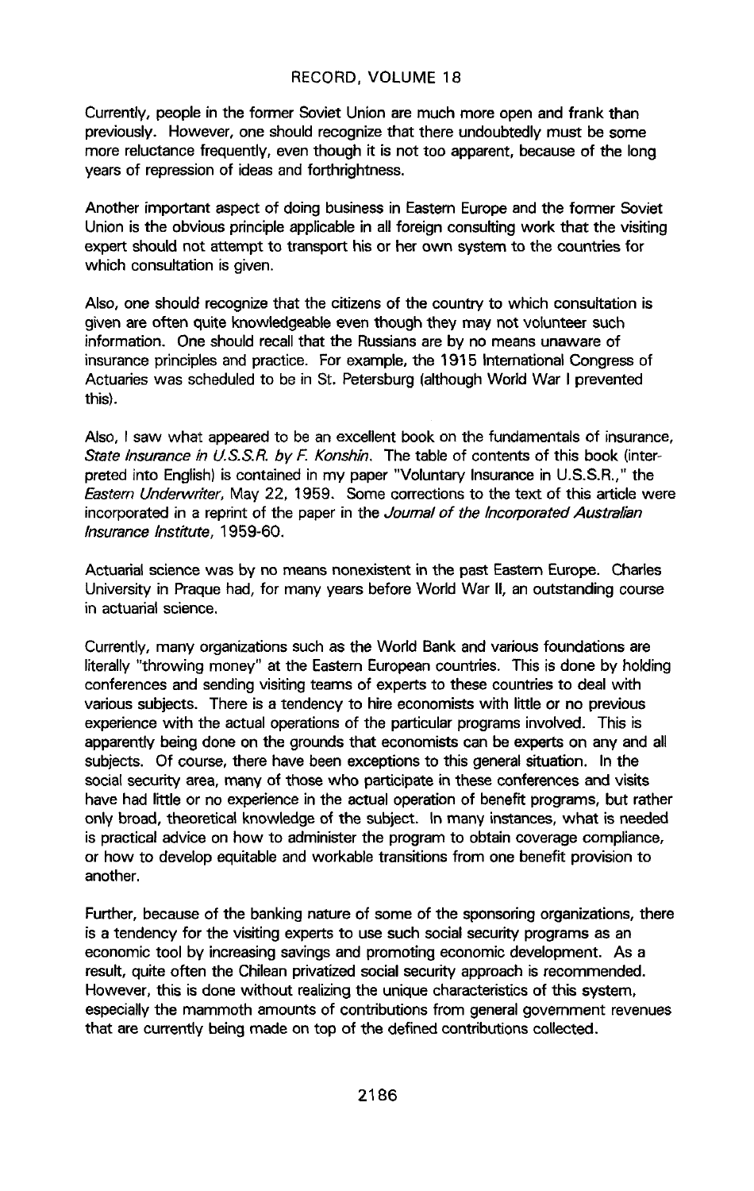Currently, people in the former Soviet Union are much more open and frank than previously. However, one should recognize that there undoubtedly must be some more reluctance frequently, even though it is not too apparent, because of the long years of repression of ideas and forthrightness.

Another important aspect of doing business in Eastern Europe and the former Soviet Union is the obvious principle applicable in all foreign consulting work that the visiting expert should not attempt to transport his or her own system to the countries for which consultation is given.

Also, one should recognize that the citizens of the country to which consultation is given are often quite knowledgeable even though they may not volunteer such information. One should recall that the Russians are by no means unaware of insurance principles and practice. For example, the 1915 International Congress of Actuaries was scheduled to be in St. Petersburg (although World War I prevented this).

Also, I saw what appeared to be an excellent book on the fundamentals of insurance, *State Insurance in U.S.S.R. by F. Konshin*. The table of contents of this book (interpreted into English) is contained in my paper "Voluntary Insurance in U.S.S.R.," the *Eastern Underwriter*, May 22, 1959. Some corrections to the text of this article were incorporated in a reprint of the paper in the *Journal of the Incorporated Australian Insurance Institute*, 1959-60.

Actuarial science was by no means nonexistent in the past Eastern Europe. Charles University in Praque had, for many years before World War II, an outstanding course in actuarial science.

Currently, many organizations such as the World Bank and various foundations are literally "throwing money" at the Eastern European countries. This is done by holding conferences and sending visiting teams of experts to these countries to deal with various subjects. There is a tendency to hire economists with little or no previous experience with the actual operations of the particular programs involved. This is apparently being done on the grounds that economists can be experts on any and all subjects. Of course, there have been exceptions to this general situation. In the social security area, many of those who participate in these conferences and visits have had little or no experience in the actual operation of benefit programs, but rather only broad, theoretical knowledge of the subject. In many instances, what is needed is practical advice on how to administer the program to obtain coverage compliance, or how to develop equitable and workable transitions from one benefit provision to another.

Further, because of the banking nature of some of the sponsoring organizations, there is a tendency for the visiting experts to use such social security programs as an economic tool by increasing savings and promoting economic development. As a result, quite often the Chilean privatized social security approach is recommended. However, this is done without realizing the unique characteristics of this system, especially the mammoth amounts of contributions from general government revenues that are currently being made on top of the defined contributions collected.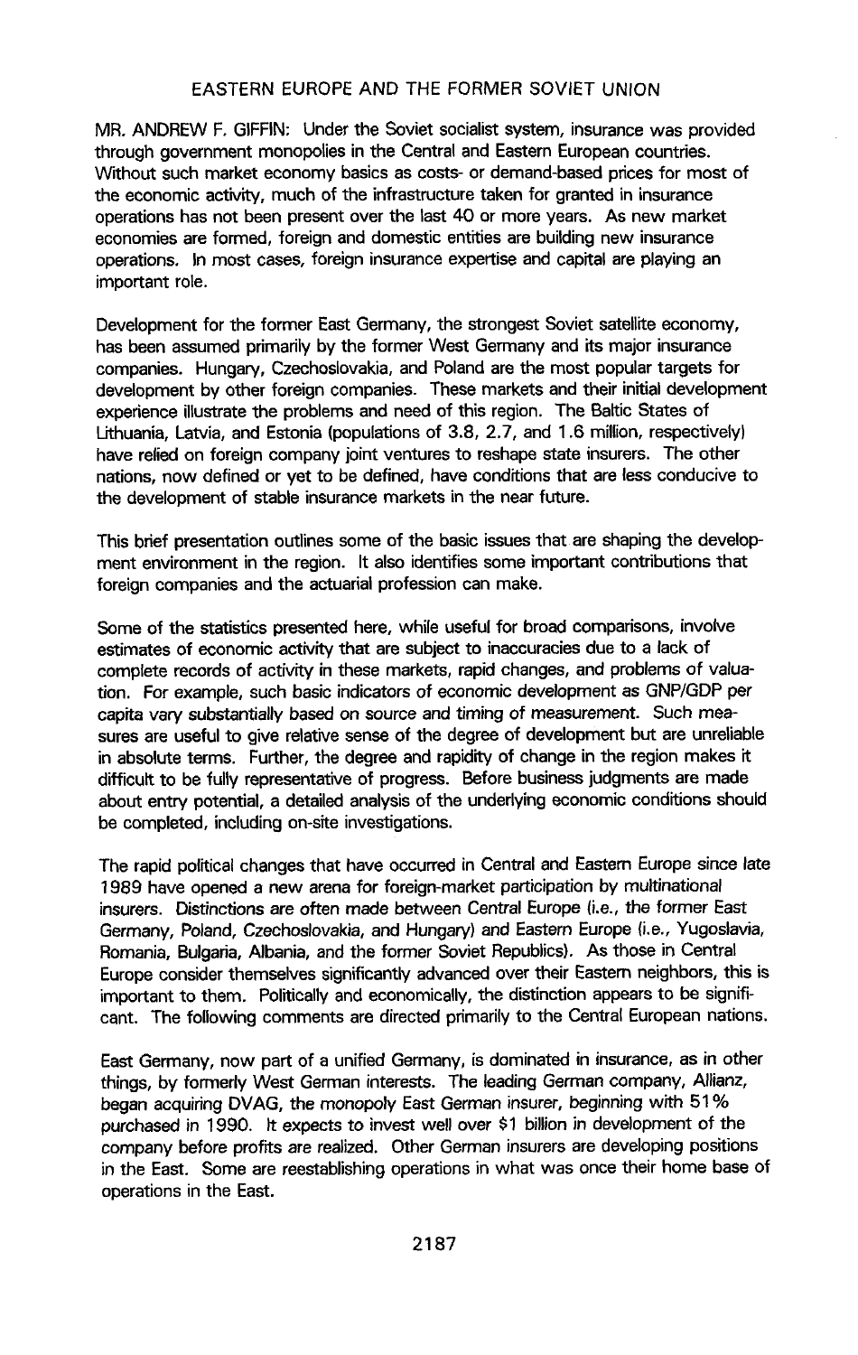## EASTERN EUROPE AND THE FORMER SOVIET UNION

MR. ANDREW F. GIFFIN: Under the Soviet socialist system, insurance was provided through government monopolies in the Central and Eastern European countries. Without such market economy basics as costs- or demand-based prices for most of the economic activity, much of the infrastructure taken for granted in insurance operations has not been present over the last 40 or more years. As new market economies are formed, foreign and domestic entities are building new insurance operations. In most cases, foreign insurance expertise and capital are playing an important role.

Development for the former East Germany, the strongest Soviet satellite economy, has been assumed primarily by the former West Germany and its major insurance companies. Hungary, Czechoslovakia, and Poland are the most popular targets for development by other foreign companies. These markets and their initial development experience illustrate the problems and need of this region. The Baltic States of Lithuania, Latvia, and Estonia (populations of 3.8, 2.7, and 1.6 million, respectively) have relied on foreign company joint ventures to reshape state insurers. The other nations, now defined or yet to be defined, have conditions that are less conducive to the development of stable insurance markets in the near future.

This brief presentation outlines some of the basic issues that are shaping the development environment in the region. It also identifies some important contributions that foreign companies and the actuarial profession can make.

Some of the statistics presented here, while useful for broad comparisons, involve estimates of economic activity that are subject to inaccuracies due to a lack of complete records of activity in these markets, rapid changes, and problems of valuation. For example, such basic indicators of economic development as GNP/GDP per capita vary substantially based on source and timing of measurement. Such measures are useful to give relative sense of the degree of development but are unreliable in absolute terms. Further, the degree and rapidity of change in the region makes it difficult to be fully representative of progress. Before business judgments are made about entry potential, a detailed analysis of the underlying economic conditions should be completed, including on-site investigations.

The rapid political changes that have occurred in Central and Eastern Europe since late 1989 have opened a new arena for foreign-market participation by multinational insurers. Distinctions are often made between Central Europe (i.e., the former East Germany, Poland, Czechoslovakia, and Hungary) and Eastern Europe (i.e., Yugoslavia, Romania, Bulgaria, Albania, and the former Soviet Republics). As those in Central Europe consider themselves significantly advanced over their Eastern neighbors, this is important to them. Politically and economically, the distinction appears to be significant. The following comments are directed primarily to the Central European nations.

East Germany, now part of a unified Germany, is dominated in insurance, as in other things, by formerly West German interests. The leading German company, Allianz, began acquiring DVAG, the monopoly East German insurer, beginning with 51% purchased in 1990. It expects to invest well over $1 billion in development of the company before profits are realized. Other German insurers are developing positions in the East. Some are reestablishing operations in what was once their home base of operations in the East.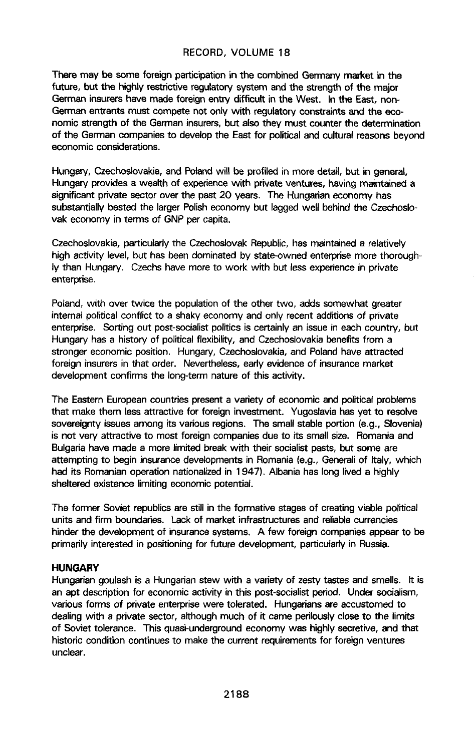There may be some foreign participation in the combined Germany market in the future, but the highly restrictive regulatory system and the strength of the major German insurers have made foreign entry difficult in the West. In the East, non-German entrants must compete not only with regulatory constraints and the economic strength of the German insurers, but also they must counter the determination of the German companies to develop the East for political and cultural reasons beyond economic considerations.

Hungary, Czechoslovakia, and Poland will be profiled in more detail, but in general, Hungary provides a wealth of experience with private ventures, having maintained a significant private sector over the past 20 years. The Hungarian economy has substantially bested the larger Polish economy but lagged well behind the Czechoslovak economy in terms of GNP per capita.

Czechoslovakia, particularly the Czechoslovak Republic, has maintained a relatively high activity level, but has been dominated by state-owned enterprise more thoroughly than Hungary. Czechs have more to work with but less experience in private enterprise.

Poland, with over twice the population of the other two, adds somewhat greater internal political conflict to a shaky economy and only recent additions of private enterprise. Sorting out post-socialist politics is certainly an issue in each country, but Hungary has a history of political flexibility, and Czechoslovakia benefits from a stronger economic position. Hungary, Czechoslovakia, and Poland have attracted foreign insurers in that order. Nevertheless, early evidence of insurance market development confirms the long-term nature of this activity.

The Eastern European countries present a variety of economic and political problems that make them less attractive for foreign investment. Yugoslavia has yet to resolve sovereignty issues among its various regions. The small stable portion (e.g., Slovenia) is not very attractive to most foreign companies due to its small size. Romania and Bulgaria have made a more limited break with their socialist pasts, but some are attempting to begin insurance developments in Romania (e.g., Generali of Italy, which had its Romanian operation nationalized in 1947). Albania has long lived a highly sheltered existence limiting economic potential.

The former Soviet republics are still in the formative stages of creating viable political units and firm boundaries. Lack of market infrastructures and reliable currencies hinder the development of insurance systems. A few foreign companies appear to be primarily interested in positioning for future development, particularly in Russia.

## HUNGARY

Hungarian goulash is a Hungarian stew with a variety of zesty tastes and smells. It is an apt description for economic activity in this post-socialist period. Under socialism, various forms of private enterprise were tolerated. Hungarians are accustomed to dealing with a private sector, although much of it came perilously close to the limits of Soviet tolerance. This quasi-underground economy was highly secretive, and that historic condition continues to make the current requirements for foreign ventures unclear.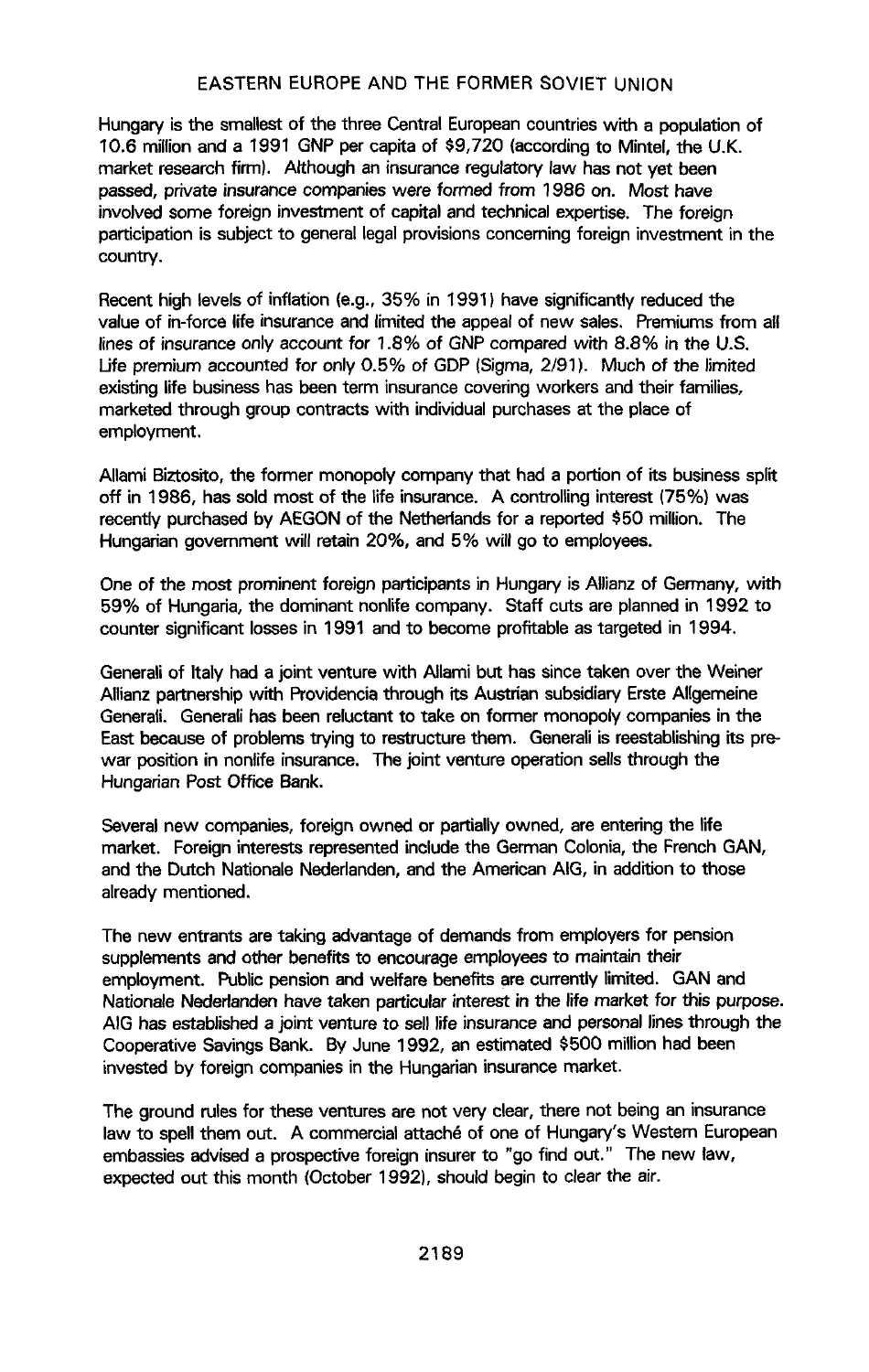Hungary is the smallest of the three Central European countries with a population of 10.6 million and a 1991 GNP per capita of $9,720 (according to Mintel, the U.K. market research firm). Although an insurance regulatory law has not yet been passed, private insurance companies were formed from 1986 on. Most have involved some foreign investment of capital and technical expertise. The foreign participation is subject to general legal provisions concerning foreign investment in the country.

Recent high levels of inflation (e.g., 35% in 1991) have significantly reduced the value of in-force life insurance and limited the appeal of new sales. Premiums from all lines of insurance only account for 1.8% of GNP compared with 8.8% in the U.S. Life premium accounted for only 0.5% of GDP (Sigma, 2/91). Much of the limited existing life business has been term insurance covering workers and their families, marketed through group contracts with individual purchases at the place of employment.

Allami Biztosito, the former monopoly company that had a portion of its business split off in 1986, has sold most of the life insurance. A controlling interest (75%) was recently purchased by AEGON of the Netherlands for a reported $50 million. The Hungarian government will retain 20%, and 5% will go to employees.

One of the most prominent foreign participants in Hungary is Allianz of Germany, with 59% of Hungaria, the dominant nonlife company. Staff cuts are planned in 1992 to counter significant losses in 1991 and to become profitable as targeted in 1994.

Generali of Italy had a joint venture with Allami but has since taken over the Weiner Allianz partnership with Providencia through its Austrian subsidiary Erste Allgemeine Generali. Generali has been reluctant to take on former monopoly companies in the East because of problems trying to restructure them. Generali is reestablishing its pre-war position in nonlife insurance. The joint venture operation sells through the Hungarian Post Office Bank.

Several new companies, foreign owned or partially owned, are entering the life market. Foreign interests represented include the German Colonia, the French GAN, and the Dutch Nationale Nederlanden, and the American AIG, in addition to those already mentioned.

The new entrants are taking advantage of demands from employers for pension supplements and other benefits to encourage employees to maintain their employment. Public pension and welfare benefits are currently limited. GAN and Nationale Nederlanden have taken particular interest in the life market for this purpose. AIG has established a joint venture to sell life insurance and personal lines through the Cooperative Savings Bank. By June 1992, an estimated $500 million had been invested by foreign companies in the Hungarian insurance market.

The ground rules for these ventures are not very clear, there not being an insurance law to spell them out. A commercial attaché of one of Hungary's Western European embassies advised a prospective foreign insurer to "go find out." The new law, expected out this month (October 1992), should begin to clear the air.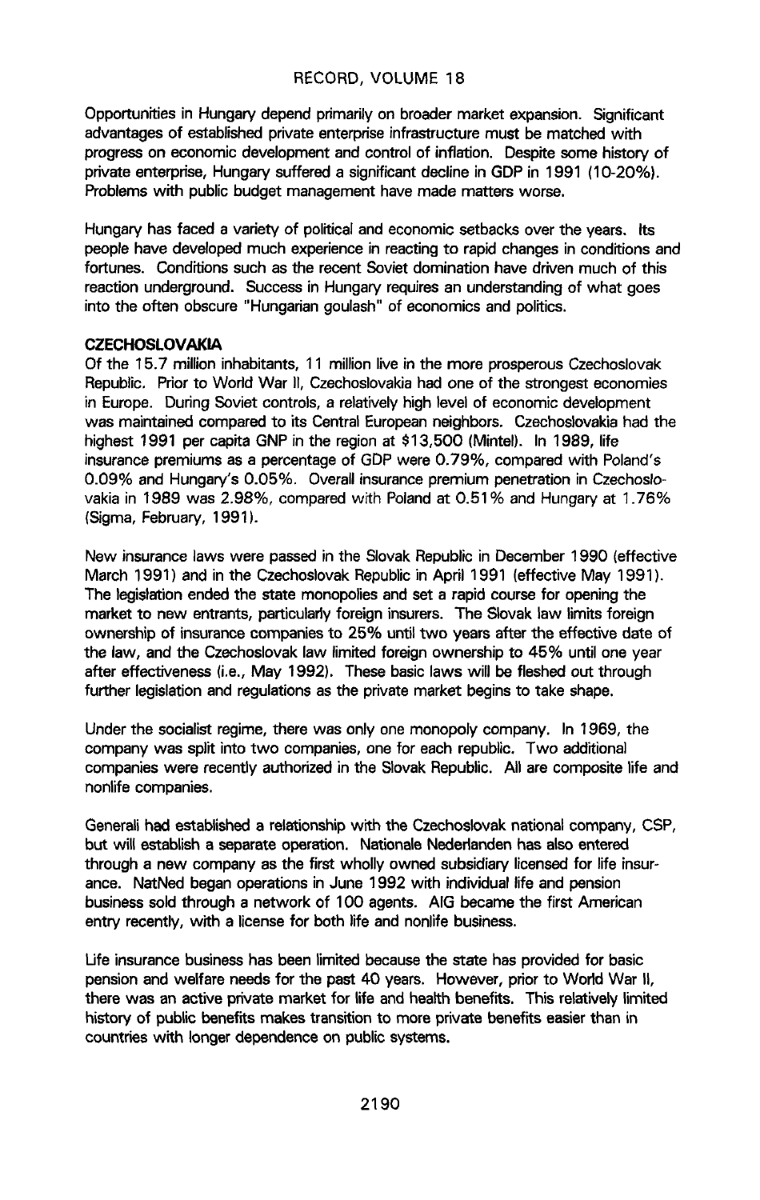Opportunities in Hungary depend primarily on broader market expansion. Significant advantages of established private enterprise infrastructure must be matched with progress on economic development and control of inflation. Despite some history of private enterprise, Hungary suffered a significant decline in GDP in 1991 (10-20%). Problems with public budget management have made matters worse.

Hungary has faced a variety of political and economic setbacks over the years. Its people have developed much experience in reacting to rapid changes in conditions and fortunes. Conditions such as the recent Soviet domination have driven much of this reaction underground. Success in Hungary requires an understanding of what goes into the often obscure "Hungarian goulash" of economics and politics.

## CZECHOSLOVAKIA

Of the 15.7 million inhabitants, 11 million live in the more prosperous Czechoslovak Republic. Prior to World War II, Czechoslovakia had one of the strongest economies in Europe. During Soviet controls, a relatively high level of economic development was maintained compared to its Central European neighbors. Czechoslovakia had the highest 1991 per capita GNP in the region at $13,500 (Mintel). In 1989, life insurance premiums as a percentage of GDP were 0.79%, compared with Poland's 0.09% and Hungary's 0.05%. Overall insurance premium penetration in Czechoslovakia in 1989 was 2.98%, compared with Poland at 0.51% and Hungary at 1.76% (Sigma, February, 1991).

New insurance laws were passed in the Slovak Republic in December 1990 (effective March 1991) and in the Czechoslovak Republic in April 1991 (effective May 1991). The legislation ended the state monopolies and set a rapid course for opening the market to new entrants, particularly foreign insurers. The Slovak law limits foreign ownership of insurance companies to 25% until two years after the effective date of the law, and the Czechoslovak law limited foreign ownership to 45% until one year after effectiveness (i.e., May 1992). These basic laws will be fleshed out through further legislation and regulations as the private market begins to take shape.

Under the socialist regime, there was only one monopoly company. In 1969, the company was split into two companies, one for each republic. Two additional companies were recently authorized in the Slovak Republic. All are composite life and nonlife companies.

Generali had established a relationship with the Czechoslovak national company, CSP, but will establish a separate operation. Nationale Nederlanden has also entered through a new company as the first wholly owned subsidiary licensed for life insurance. NatNed began operations in June 1992 with individual life and pension business sold through a network of 100 agents. AIG became the first American entry recently, with a license for both life and nonlife business.

Life insurance business has been limited because the state has provided for basic pension and welfare needs for the past 40 years. However, prior to World War II, there was an active private market for life and health benefits. This relatively limited history of public benefits makes transition to more private benefits easier than in countries with longer dependence on public systems.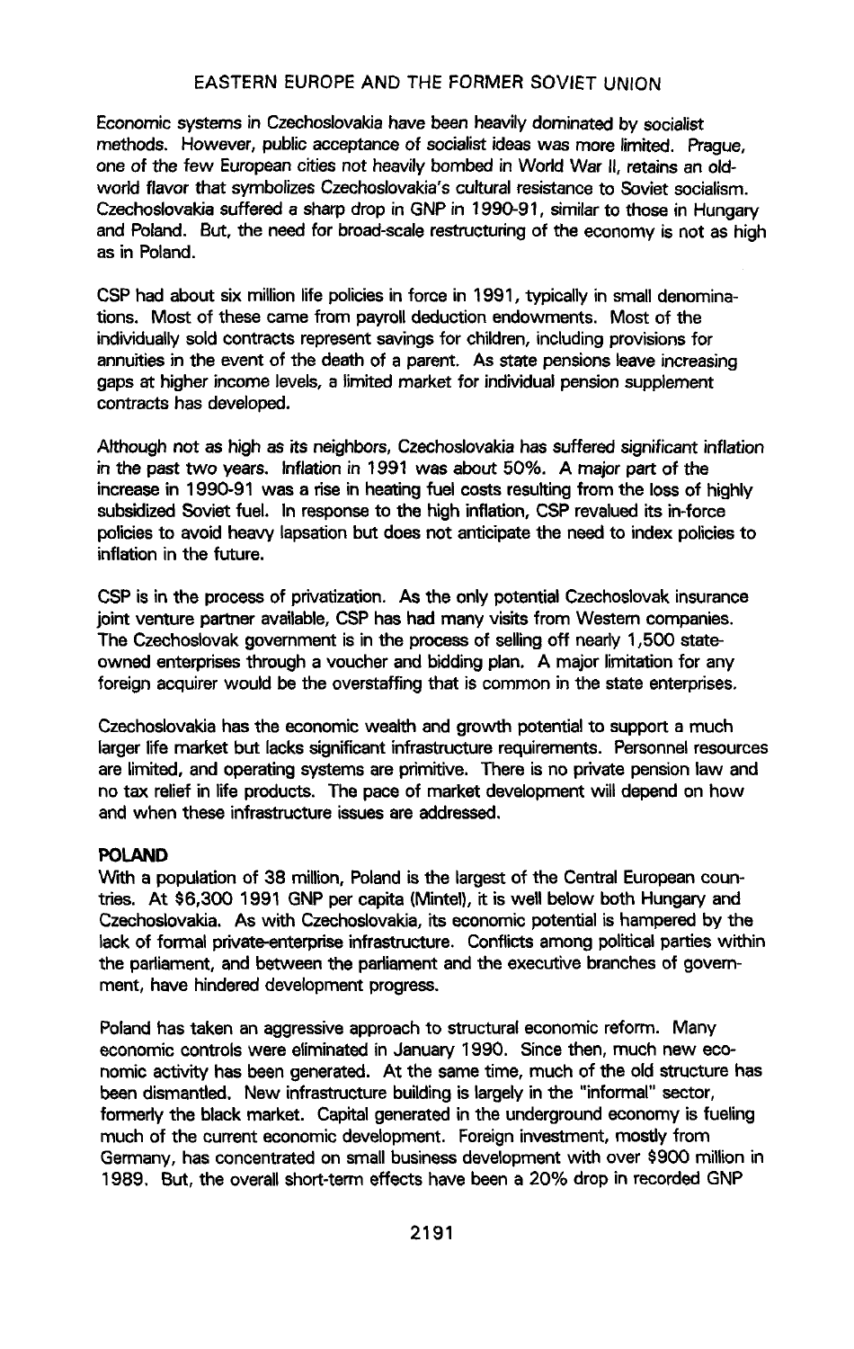Economic systems in Czechoslovakia have been heavily dominated by socialist methods. However, public acceptance of socialist ideas was more limited. Prague, one of the few European cities not heavily bombed in World War II, retains an old-world flavor that symbolizes Czechoslovakia's cultural resistance to Soviet socialism. Czechoslovakia suffered a sharp drop in GNP in 1990-91, similar to those in Hungary and Poland. But, the need for broad-scale restructuring of the economy is not as high as in Poland.

CSP had about six million life policies in force in 1991, typically in small denominations. Most of these came from payroll deduction endowments. Most of the individually sold contracts represent savings for children, including provisions for annuities in the event of the death of a parent. As state pensions leave increasing gaps at higher income levels, a limited market for individual pension supplement contracts has developed.

Although not as high as its neighbors, Czechoslovakia has suffered significant inflation in the past two years. Inflation in 1991 was about 50%. A major part of the increase in 1990-91 was a rise in heating fuel costs resulting from the loss of highly subsidized Soviet fuel. In response to the high inflation, CSP revalued its in-force policies to avoid heavy lapsation but does not anticipate the need to index policies to inflation in the future.

CSP is in the process of privatization. As the only potential Czechoslovak insurance joint venture partner available, CSP has had many visits from Western companies. The Czechoslovak government is in the process of selling off nearly 1,500 state-owned enterprises through a voucher and bidding plan. A major limitation for any foreign acquirer would be the overstaffing that is common in the state enterprises.

Czechoslovakia has the economic wealth and growth potential to support a much larger life market but lacks significant infrastructure requirements. Personnel resources are limited, and operating systems are primitive. There is no private pension law and no tax relief in life products. The pace of market development will depend on how and when these infrastructure issues are addressed.

**POLAND**

With a population of 38 million, Poland is the largest of the Central European countries. At $6,300 1991 GNP per capita (Mintel), it is well below both Hungary and Czechoslovakia. As with Czechoslovakia, its economic potential is hampered by the lack of formal private-enterprise infrastructure. Conflicts among political parties within the parliament, and between the parliament and the executive branches of government, have hindered development progress.

Poland has taken an aggressive approach to structural economic reform. Many economic controls were eliminated in January 1990. Since then, much new economic activity has been generated. At the same time, much of the old structure has been dismantled. New infrastructure building is largely in the "informal" sector, formerly the black market. Capital generated in the underground economy is fueling much of the current economic development. Foreign investment, mostly from Germany, has concentrated on small business development with over $900 million in 1989. But, the overall short-term effects have been a 20% drop in recorded GNP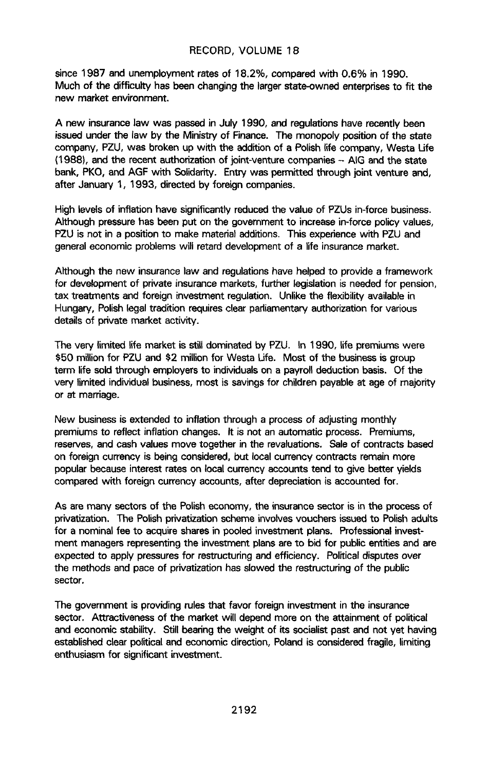since 1987 and unemployment rates of 18.2%, compared with 0.6% in 1990. Much of the difficulty has been changing the larger state-owned enterprises to fit the new market environment.

A new insurance law was passed in July 1990, and regulations have recently been issued under the law by the Ministry of Finance. The monopoly position of the state company, PZU, was broken up with the addition of a Polish life company, Westa Life (1988), and the recent authorization of joint-venture companies -- AIG and the state bank, PKO, and AGF with Solidarity. Entry was permitted through joint venture and, after January 1, 1993, directed by foreign companies.

High levels of inflation have significantly reduced the value of PZUs in-force business. Although pressure has been put on the government to increase in-force policy values, PZU is not in a position to make material additions. This experience with PZU and general economic problems will retard development of a life insurance market.

Although the new insurance law and regulations have helped to provide a framework for development of private insurance markets, further legislation is needed for pension, tax treatments and foreign investment regulation. Unlike the flexibility available in Hungary, Polish legal tradition requires clear parliamentary authorization for various details of private market activity.

The very limited life market is still dominated by PZU. In 1990, life premiums were $50 million for PZU and $2 million for Westa Life. Most of the business is group term life sold through employers to individuals on a payroll deduction basis. Of the very limited individual business, most is savings for children payable at age of majority or at marriage.

New business is extended to inflation through a process of adjusting monthly premiums to reflect inflation changes. It is not an automatic process. Premiums, reserves, and cash values move together in the revaluations. Sale of contracts based on foreign currency is being considered, but local currency contracts remain more popular because interest rates on local currency accounts tend to give better yields compared with foreign currency accounts, after depreciation is accounted for.

As are many sectors of the Polish economy, the insurance sector is in the process of privatization. The Polish privatization scheme involves vouchers issued to Polish adults for a nominal fee to acquire shares in pooled investment plans. Professional investment managers representing the investment plans are to bid for public entities and are expected to apply pressures for restructuring and efficiency. Political disputes over the methods and pace of privatization has slowed the restructuring of the public sector.

The government is providing rules that favor foreign investment in the insurance sector. Attractiveness of the market will depend more on the attainment of political and economic stability. Still bearing the weight of its socialist past and not yet having established clear political and economic direction, Poland is considered fragile, limiting enthusiasm for significant investment.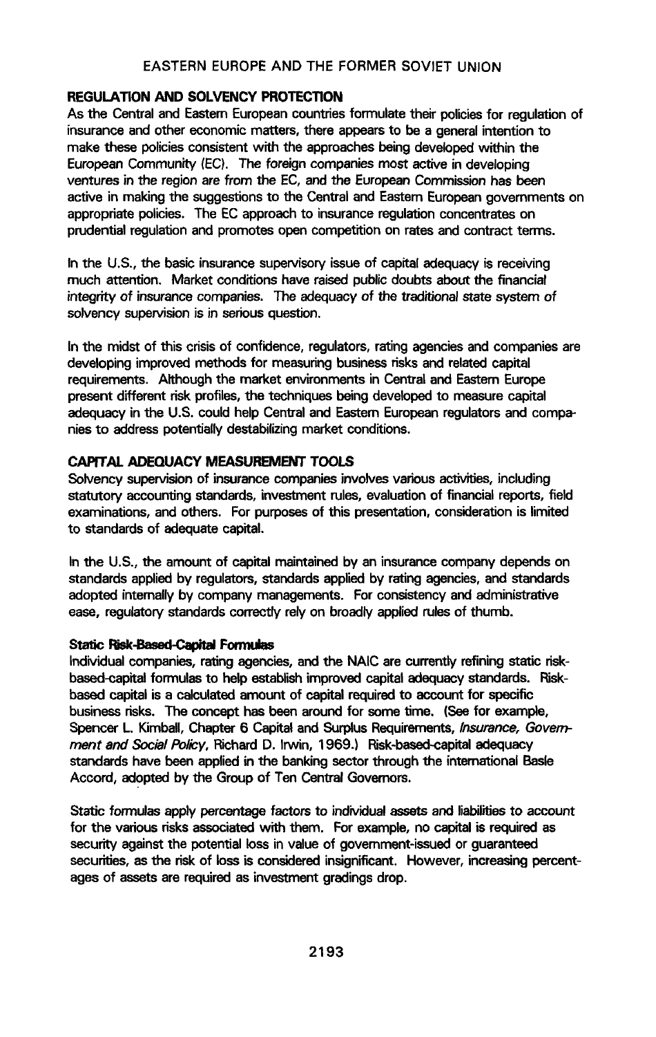## REGULATION AND SOLVENCY PROTECTION

As the Central and Eastern European countries formulate their policies for regulation of insurance and other economic matters, there appears to be a general intention to make these policies consistent with the approaches being developed within the European Community (EC). The foreign companies most active in developing ventures in the region are from the EC, and the European Commission has been active in making the suggestions to the Central and Eastern European governments on appropriate policies. The EC approach to insurance regulation concentrates on prudential regulation and promotes open competition on rates and contract terms.

In the U.S., the basic insurance supervisory issue of capital adequacy is receiving much attention. Market conditions have raised public doubts about the financial integrity of insurance companies. The adequacy of the traditional state system of solvency supervision is in serious question.

In the midst of this crisis of confidence, regulators, rating agencies and companies are developing improved methods for measuring business risks and related capital requirements. Although the market environments in Central and Eastern Europe present different risk profiles, the techniques being developed to measure capital adequacy in the U.S. could help Central and Eastern European regulators and companies to address potentially destabilizing market conditions.

## CAPITAL ADEQUACY MEASUREMENT TOOLS

Solvency supervision of insurance companies involves various activities, including statutory accounting standards, investment rules, evaluation of financial reports, field examinations, and others. For purposes of this presentation, consideration is limited to standards of adequate capital.

In the U.S., the amount of capital maintained by an insurance company depends on standards applied by regulators, standards applied by rating agencies, and standards adopted internally by company managements. For consistency and administrative ease, regulatory standards correctly rely on broadly applied rules of thumb.

### Static Risk-Based-Capital Formulas

Individual companies, rating agencies, and the NAIC are currently refining static risk-based-capital formulas to help establish improved capital adequacy standards. Risk-based capital is a calculated amount of capital required to account for specific business risks. The concept has been around for some time. (See for example, Spencer L. Kimball, Chapter 6 Capital and Surplus Requirements, *Insurance, Government and Social Policy*, Richard D. Irwin, 1969.) Risk-based-capital adequacy standards have been applied in the banking sector through the international Basle Accord, adopted by the Group of Ten Central Governors.

Static formulas apply percentage factors to individual assets and liabilities to account for the various risks associated with them. For example, no capital is required as security against the potential loss in value of government-issued or guaranteed securities, as the risk of loss is considered insignificant. However, increasing percentages of assets are required as investment gradings drop.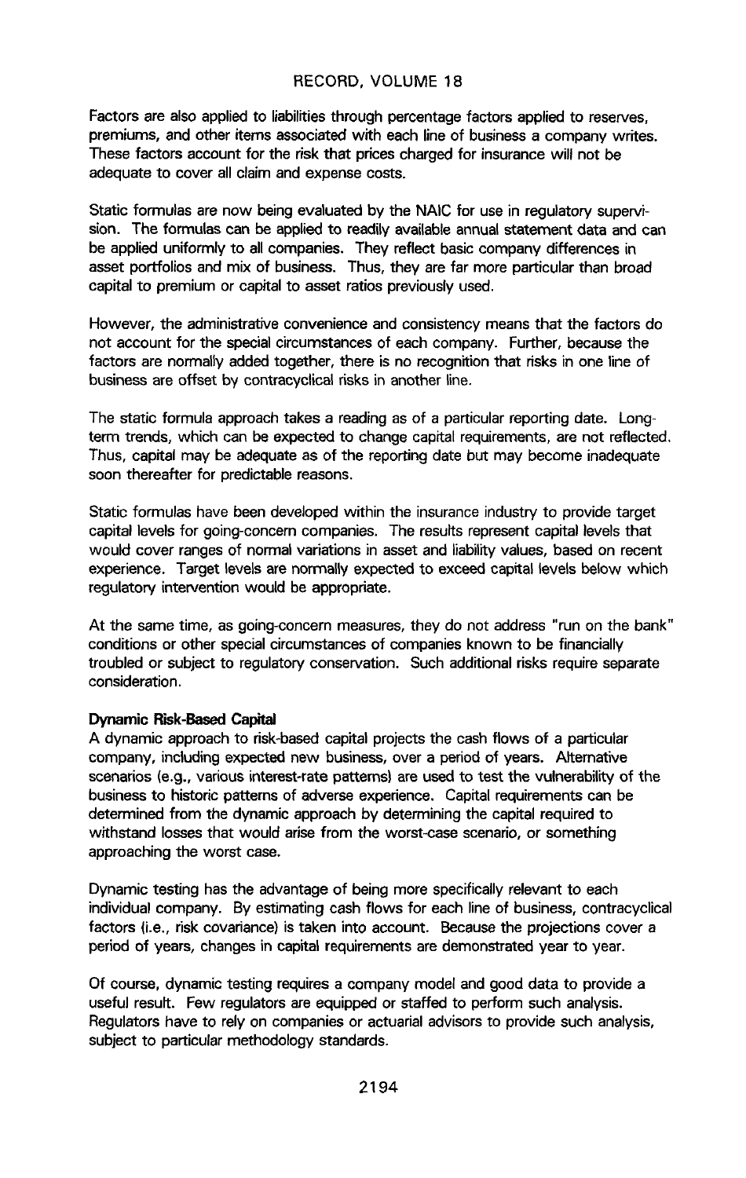Factors are also applied to liabilities through percentage factors applied to reserves, premiums, and other items associated with each line of business a company writes. These factors account for the risk that prices charged for insurance will not be adequate to cover all claim and expense costs.

Static formulas are now being evaluated by the NAIC for use in regulatory supervision. The formulas can be applied to readily available annual statement data and can be applied uniformly to all companies. They reflect basic company differences in asset portfolios and mix of business. Thus, they are far more particular than broad capital to premium or capital to asset ratios previously used.

However, the administrative convenience and consistency means that the factors do not account for the special circumstances of each company. Further, because the factors are normally added together, there is no recognition that risks in one line of business are offset by contracyclical risks in another line.

The static formula approach takes a reading as of a particular reporting date. Long-term trends, which can be expected to change capital requirements, are not reflected. Thus, capital may be adequate as of the reporting date but may become inadequate soon thereafter for predictable reasons.

Static formulas have been developed within the insurance industry to provide target capital levels for going-concern companies. The results represent capital levels that would cover ranges of normal variations in asset and liability values, based on recent experience. Target levels are normally expected to exceed capital levels below which regulatory intervention would be appropriate.

At the same time, as going-concern measures, they do not address "run on the bank" conditions or other special circumstances of companies known to be financially troubled or subject to regulatory conservation. Such additional risks require separate consideration.

**Dynamic Risk-Based Capital**

A dynamic approach to risk-based capital projects the cash flows of a particular company, including expected new business, over a period of years. Alternative scenarios (e.g., various interest-rate patterns) are used to test the vulnerability of the business to historic patterns of adverse experience. Capital requirements can be determined from the dynamic approach by determining the capital required to withstand losses that would arise from the worst-case scenario, or something approaching the worst case.

Dynamic testing has the advantage of being more specifically relevant to each individual company. By estimating cash flows for each line of business, contracyclical factors (i.e., risk covariance) is taken into account. Because the projections cover a period of years, changes in capital requirements are demonstrated year to year.

Of course, dynamic testing requires a company model and good data to provide a useful result. Few regulators are equipped or staffed to perform such analysis. Regulators have to rely on companies or actuarial advisors to provide such analysis, subject to particular methodology standards.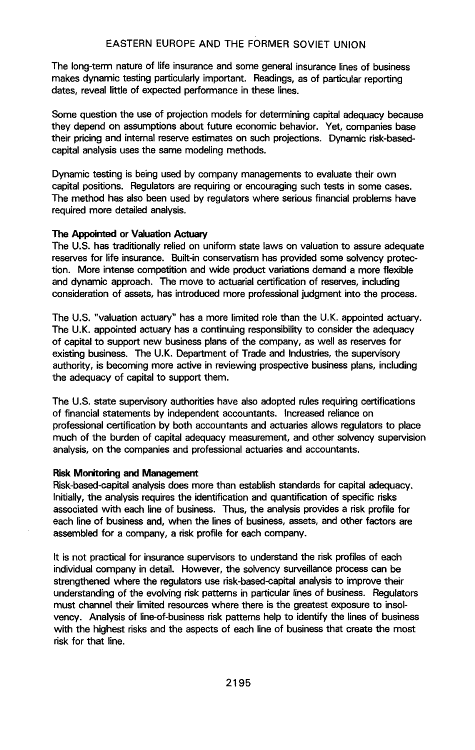The long-term nature of life insurance and some general insurance lines of business makes dynamic testing particularly important. Readings, as of particular reporting dates, reveal little of expected performance in these lines.

Some question the use of projection models for determining capital adequacy because they depend on assumptions about future economic behavior. Yet, companies base their pricing and internal reserve estimates on such projections. Dynamic risk-based-capital analysis uses the same modeling methods.

Dynamic testing is being used by company managements to evaluate their own capital positions. Regulators are requiring or encouraging such tests in some cases. The method has also been used by regulators where serious financial problems have required more detailed analysis.

**The Appointed or Valuation Actuary**

The U.S. has traditionally relied on uniform state laws on valuation to assure adequate reserves for life insurance. Built-in conservatism has provided some solvency protection. More intense competition and wide product variations demand a more flexible and dynamic approach. The move to actuarial certification of reserves, including consideration of assets, has introduced more professional judgment into the process.

The U.S. "valuation actuary" has a more limited role than the U.K. appointed actuary. The U.K. appointed actuary has a continuing responsibility to consider the adequacy of capital to support new business plans of the company, as well as reserves for existing business. The U.K. Department of Trade and Industries, the supervisory authority, is becoming more active in reviewing prospective business plans, including the adequacy of capital to support them.

The U.S. state supervisory authorities have also adopted rules requiring certifications of financial statements by independent accountants. Increased reliance on professional certification by both accountants and actuaries allows regulators to place much of the burden of capital adequacy measurement, and other solvency supervision analysis, on the companies and professional actuaries and accountants.

**Risk Monitoring and Management**

Risk-based-capital analysis does more than establish standards for capital adequacy. Initially, the analysis requires the identification and quantification of specific risks associated with each line of business. Thus, the analysis provides a risk profile for each line of business and, when the lines of business, assets, and other factors are assembled for a company, a risk profile for each company.

It is not practical for insurance supervisors to understand the risk profiles of each individual company in detail. However, the solvency surveillance process can be strengthened where the regulators use risk-based-capital analysis to improve their understanding of the evolving risk patterns in particular lines of business. Regulators must channel their limited resources where there is the greatest exposure to insolvency. Analysis of line-of-business risk patterns help to identify the lines of business with the highest risks and the aspects of each line of business that create the most risk for that line.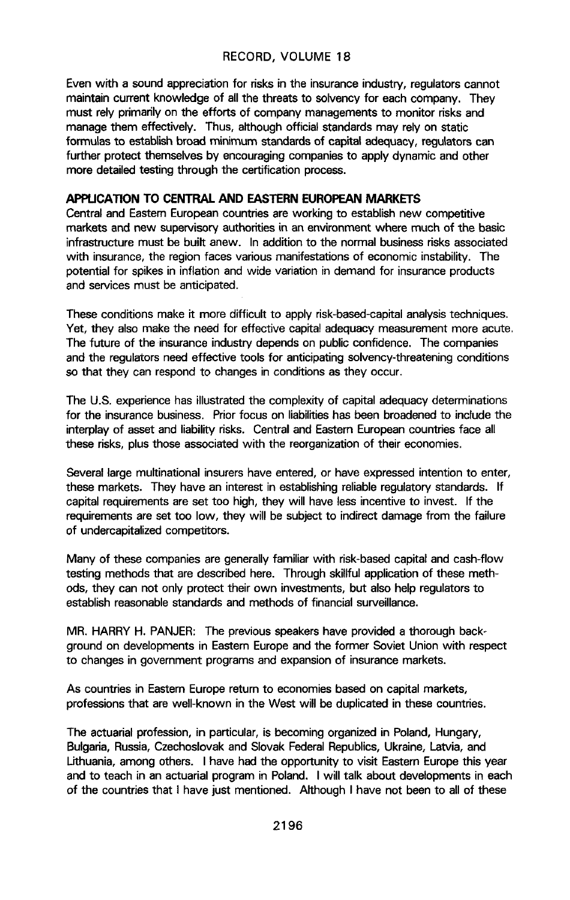Even with a sound appreciation for risks in the insurance industry, regulators cannot maintain current knowledge of all the threats to solvency for each company. They must rely primarily on the efforts of company managements to monitor risks and manage them effectively. Thus, although official standards may rely on static formulas to establish broad minimum standards of capital adequacy, regulators can further protect themselves by encouraging companies to apply dynamic and other more detailed testing through the certification process.

## APPLICATION TO CENTRAL AND EASTERN EUROPEAN MARKETS

Central and Eastern European countries are working to establish new competitive markets and new supervisory authorities in an environment where much of the basic infrastructure must be built anew. In addition to the normal business risks associated with insurance, the region faces various manifestations of economic instability. The potential for spikes in inflation and wide variation in demand for insurance products and services must be anticipated.

These conditions make it more difficult to apply risk-based-capital analysis techniques. Yet, they also make the need for effective capital adequacy measurement more acute. The future of the insurance industry depends on public confidence. The companies and the regulators need effective tools for anticipating solvency-threatening conditions so that they can respond to changes in conditions as they occur.

The U.S. experience has illustrated the complexity of capital adequacy determinations for the insurance business. Prior focus on liabilities has been broadened to include the interplay of asset and liability risks. Central and Eastern European countries face all these risks, plus those associated with the reorganization of their economies.

Several large multinational insurers have entered, or have expressed intention to enter, these markets. They have an interest in establishing reliable regulatory standards. If capital requirements are set too high, they will have less incentive to invest. If the requirements are set too low, they will be subject to indirect damage from the failure of undercapitalized competitors.

Many of these companies are generally familiar with risk-based capital and cash-flow testing methods that are described here. Through skillful application of these methods, they can not only protect their own investments, but also help regulators to establish reasonable standards and methods of financial surveillance.

MR. HARRY H. PANJER: The previous speakers have provided a thorough background on developments in Eastern Europe and the former Soviet Union with respect to changes in government programs and expansion of insurance markets.

As countries in Eastern Europe return to economies based on capital markets, professions that are well-known in the West will be duplicated in these countries.

The actuarial profession, in particular, is becoming organized in Poland, Hungary, Bulgaria, Russia, Czechoslovak and Slovak Federal Republics, Ukraine, Latvia, and Lithuania, among others. I have had the opportunity to visit Eastern Europe this year and to teach in an actuarial program in Poland. I will talk about developments in each of the countries that I have just mentioned. Although I have not been to all of these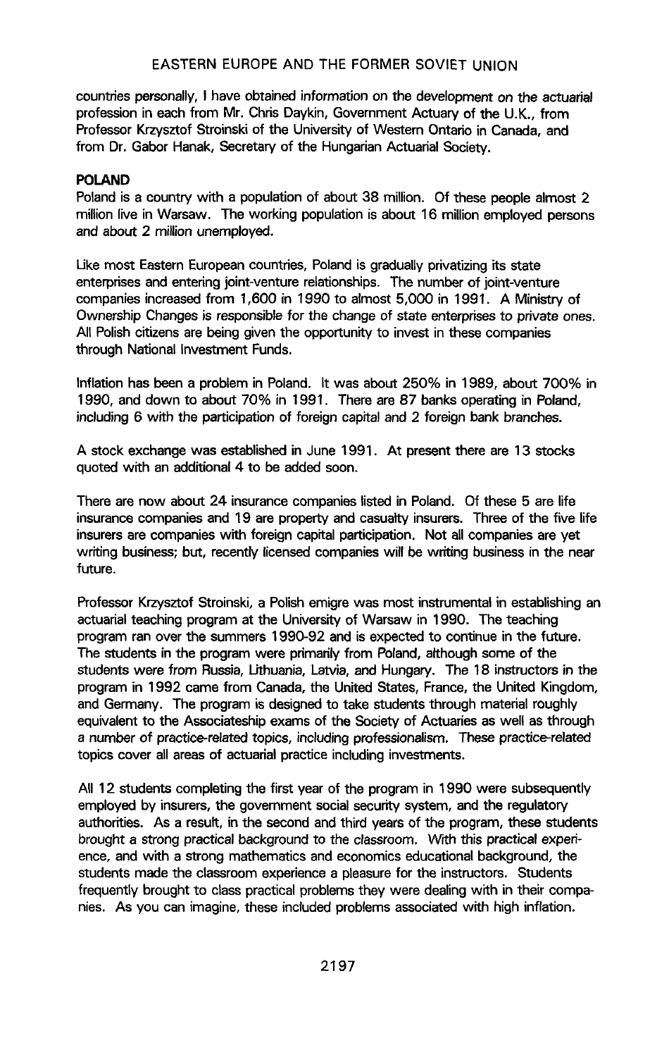countries personally, I have obtained information on the development on the actuarial profession in each from Mr. Chris Daykin, Government Actuary of the U.K., from Professor Krzysztof Stroinski of the University of Western Ontario in Canada, and from Dr. Gabor Hanak, Secretary of the Hungarian Actuarial Society.

## POLAND

Poland is a country with a population of about 38 million. Of these people almost 2 million live in Warsaw. The working population is about 16 million employed persons and about 2 million unemployed.

Like most Eastern European countries, Poland is gradually privatizing its state enterprises and entering joint-venture relationships. The number of joint-venture companies increased from 1,600 in 1990 to almost 5,000 in 1991. A Ministry of Ownership Changes is responsible for the change of state enterprises to private ones. All Polish citizens are being given the opportunity to invest in these companies through National Investment Funds.

Inflation has been a problem in Poland. It was about 250% in 1989, about 700% in 1990, and down to about 70% in 1991. There are 87 banks operating in Poland, including 6 with the participation of foreign capital and 2 foreign bank branches.

A stock exchange was established in June 1991. At present there are 13 stocks quoted with an additional 4 to be added soon.

There are now about 24 insurance companies listed in Poland. Of these 5 are life insurance companies and 19 are property and casualty insurers. Three of the five life insurers are companies with foreign capital participation. Not all companies are yet writing business; but, recently licensed companies will be writing business in the near future.

Professor Krzysztof Stroinski, a Polish emigre was most instrumental in establishing an actuarial teaching program at the University of Warsaw in 1990. The teaching program ran over the summers 1990-92 and is expected to continue in the future. The students in the program were primarily from Poland, although some of the students were from Russia, Lithuania, Latvia, and Hungary. The 18 instructors in the program in 1992 came from Canada, the United States, France, the United Kingdom, and Germany. The program is designed to take students through material roughly equivalent to the Associateship exams of the Society of Actuaries as well as through a number of practice-related topics, including professionalism. These practice-related topics cover all areas of actuarial practice including investments.

All 12 students completing the first year of the program in 1990 were subsequently employed by insurers, the government social security system, and the regulatory authorities. As a result, in the second and third years of the program, these students brought a strong practical background to the classroom. With this practical experience, and with a strong mathematics and economics educational background, the students made the classroom experience a pleasure for the instructors. Students frequently brought to class practical problems they were dealing with in their companies. As you can imagine, these included problems associated with high inflation.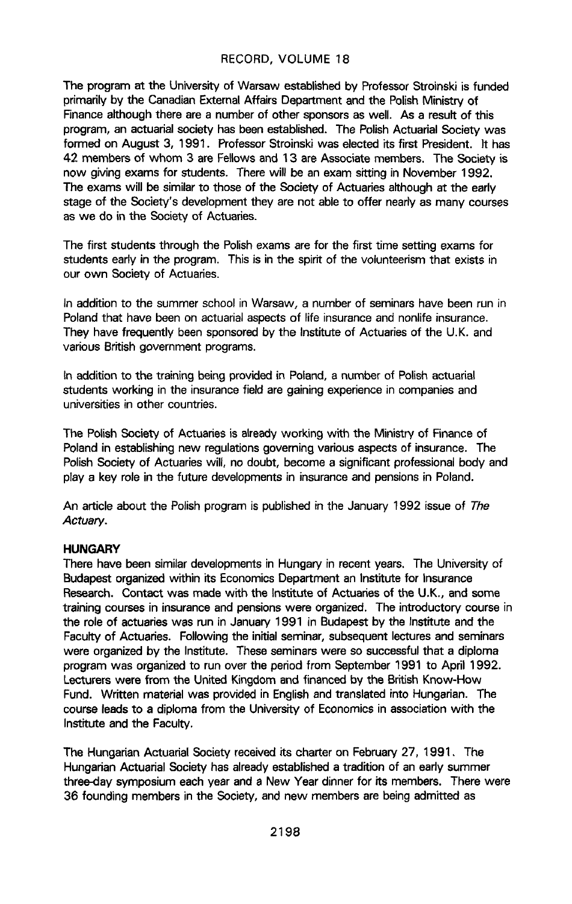The program at the University of Warsaw established by Professor Stroinski is funded primarily by the Canadian External Affairs Department and the Polish Ministry of Finance although there are a number of other sponsors as well. As a result of this program, an actuarial society has been established. The Polish Actuarial Society was formed on August 3, 1991. Professor Stroinski was elected its first President. It has 42 members of whom 3 are Fellows and 13 are Associate members. The Society is now giving exams for students. There will be an exam sitting in November 1992. The exams will be similar to those of the Society of Actuaries although at the early stage of the Society's development they are not able to offer nearly as many courses as we do in the Society of Actuaries.

The first students through the Polish exams are for the first time setting exams for students early in the program. This is in the spirit of the volunteerism that exists in our own Society of Actuaries.

In addition to the summer school in Warsaw, a number of seminars have been run in Poland that have been on actuarial aspects of life insurance and nonlife insurance. They have frequently been sponsored by the Institute of Actuaries of the U.K. and various British government programs.

In addition to the training being provided in Poland, a number of Polish actuarial students working in the insurance field are gaining experience in companies and universities in other countries.

The Polish Society of Actuaries is already working with the Ministry of Finance of Poland in establishing new regulations governing various aspects of insurance. The Polish Society of Actuaries will, no doubt, become a significant professional body and play a key role in the future developments in insurance and pensions in Poland.

An article about the Polish program is published in the January 1992 issue of *The Actuary*.

**HUNGARY**

There have been similar developments in Hungary in recent years. The University of Budapest organized within its Economics Department an Institute for Insurance Research. Contact was made with the Institute of Actuaries of the U.K., and some training courses in insurance and pensions were organized. The introductory course in the role of actuaries was run in January 1991 in Budapest by the Institute and the Faculty of Actuaries. Following the initial seminar, subsequent lectures and seminars were organized by the Institute. These seminars were so successful that a diploma program was organized to run over the period from September 1991 to April 1992. Lecturers were from the United Kingdom and financed by the British Know-How Fund. Written material was provided in English and translated into Hungarian. The course leads to a diploma from the University of Economics in association with the Institute and the Faculty.

The Hungarian Actuarial Society received its charter on February 27, 1991. The Hungarian Actuarial Society has already established a tradition of an early summer three-day symposium each year and a New Year dinner for its members. There were 36 founding members in the Society, and new members are being admitted as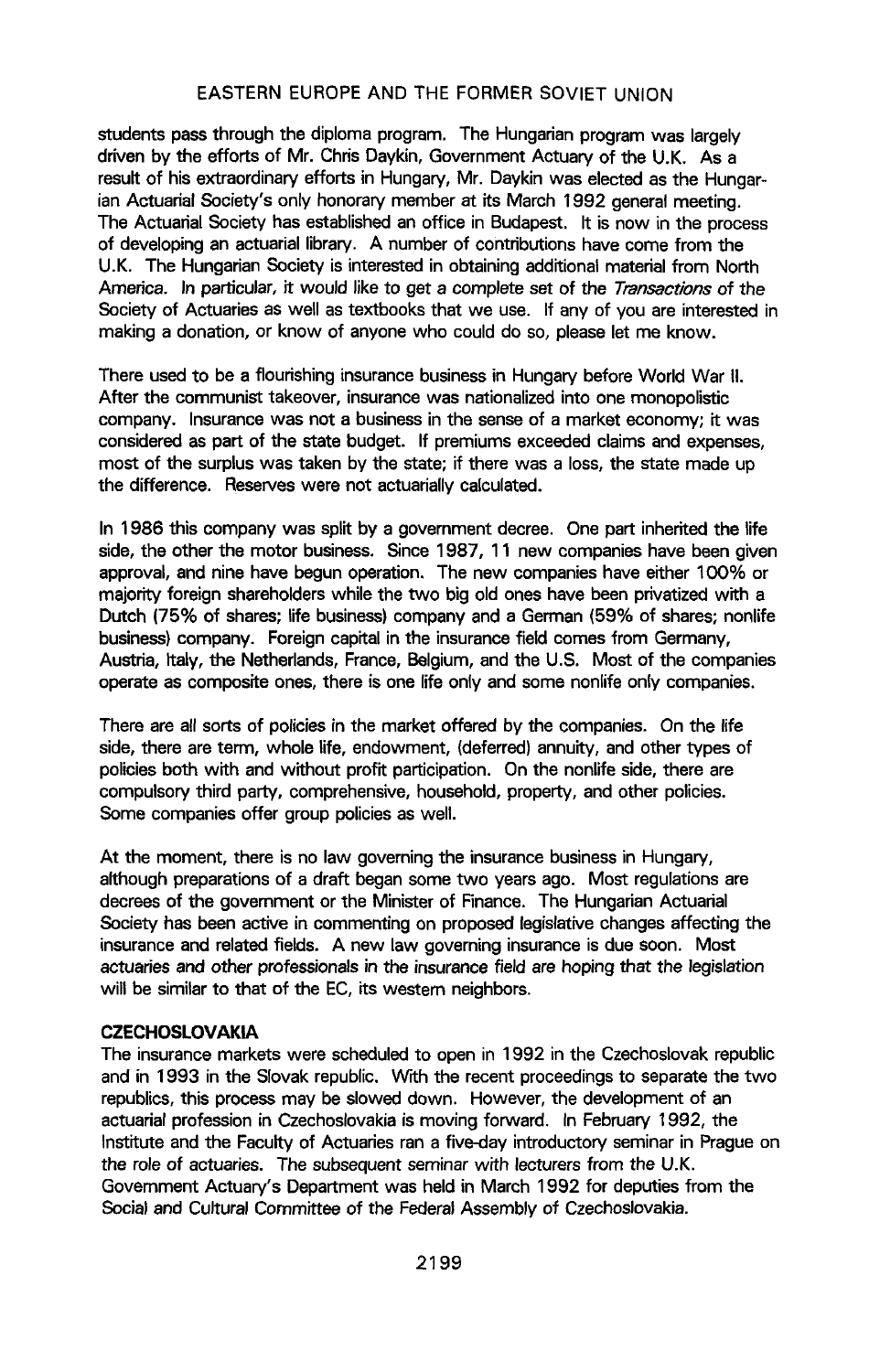students pass through the diploma program. The Hungarian program was largely driven by the efforts of Mr. Chris Daykin, Government Actuary of the U.K. As a result of his extraordinary efforts in Hungary, Mr. Daykin was elected as the Hungarian Actuarial Society's only honorary member at its March 1992 general meeting. The Actuarial Society has established an office in Budapest. It is now in the process of developing an actuarial library. A number of contributions have come from the U.K. The Hungarian Society is interested in obtaining additional material from North America. In particular, it would like to get a complete set of the *Transactions* of the Society of Actuaries as well as textbooks that we use. If any of you are interested in making a donation, or know of anyone who could do so, please let me know.

There used to be a flourishing insurance business in Hungary before World War II. After the communist takeover, insurance was nationalized into one monopolistic company. Insurance was not a business in the sense of a market economy; it was considered as part of the state budget. If premiums exceeded claims and expenses, most of the surplus was taken by the state; if there was a loss, the state made up the difference. Reserves were not actuarially calculated.

In 1986 this company was split by a government decree. One part inherited the life side, the other the motor business. Since 1987, 11 new companies have been given approval, and nine have begun operation. The new companies have either 100% or majority foreign shareholders while the two big old ones have been privatized with a Dutch (75% of shares; life business) company and a German (59% of shares; nonlife business) company. Foreign capital in the insurance field comes from Germany, Austria, Italy, the Netherlands, France, Belgium, and the U.S. Most of the companies operate as composite ones, there is one life only and some nonlife only companies.

There are all sorts of policies in the market offered by the companies. On the life side, there are term, whole life, endowment, (deferred) annuity, and other types of policies both with and without profit participation. On the nonlife side, there are compulsory third party, comprehensive, household, property, and other policies. Some companies offer group policies as well.

At the moment, there is no law governing the insurance business in Hungary, although preparations of a draft began some two years ago. Most regulations are decrees of the government or the Minister of Finance. The Hungarian Actuarial Society has been active in commenting on proposed legislative changes affecting the insurance and related fields. A new law governing insurance is due soon. Most actuaries and other professionals in the insurance field are hoping that the legislation will be similar to that of the EC, its western neighbors.

**CZECHOSLOVAKIA**

The insurance markets were scheduled to open in 1992 in the Czechoslovak republic and in 1993 in the Slovak republic. With the recent proceedings to separate the two republics, this process may be slowed down. However, the development of an actuarial profession in Czechoslovakia is moving forward. In February 1992, the Institute and the Faculty of Actuaries ran a five-day introductory seminar in Prague on the role of actuaries. The subsequent seminar with lecturers from the U.K. Government Actuary's Department was held in March 1992 for deputies from the Social and Cultural Committee of the Federal Assembly of Czechoslovakia.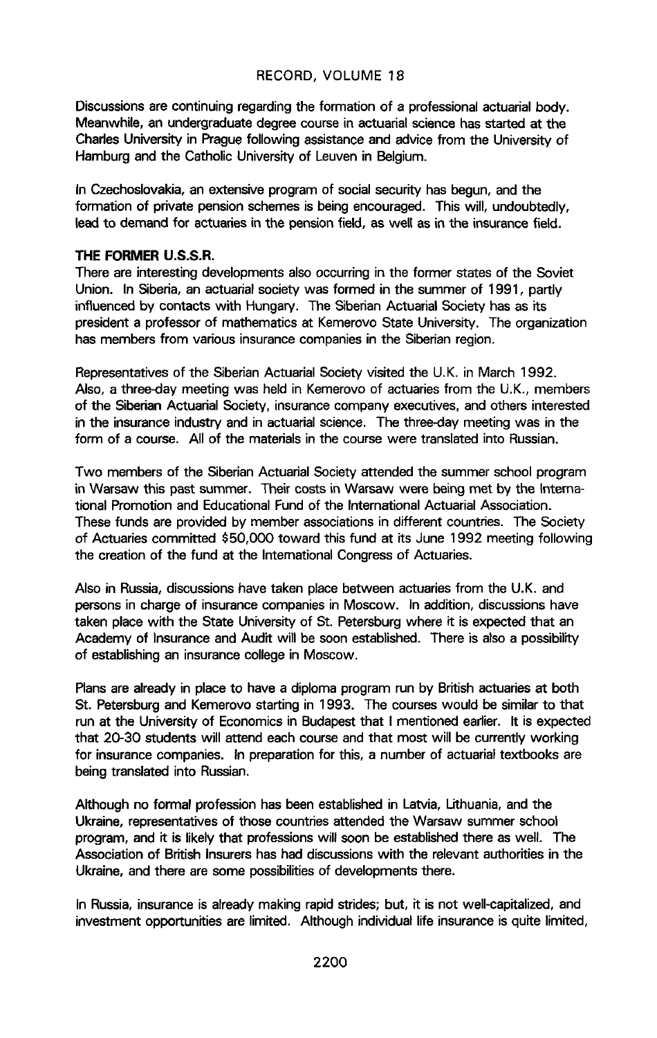Discussions are continuing regarding the formation of a professional actuarial body. Meanwhile, an undergraduate degree course in actuarial science has started at the Charles University in Prague following assistance and advice from the University of Hamburg and the Catholic University of Leuven in Belgium.

In Czechoslovakia, an extensive program of social security has begun, and the formation of private pension schemes is being encouraged. This will, undoubtedly, lead to demand for actuaries in the pension field, as well as in the insurance field.

**THE FORMER U.S.S.R.**

There are interesting developments also occurring in the former states of the Soviet Union. In Siberia, an actuarial society was formed in the summer of 1991, partly influenced by contacts with Hungary. The Siberian Actuarial Society has as its president a professor of mathematics at Kemerovo State University. The organization has members from various insurance companies in the Siberian region.

Representatives of the Siberian Actuarial Society visited the U.K. in March 1992. Also, a three-day meeting was held in Kemerovo of actuaries from the U.K., members of the Siberian Actuarial Society, insurance company executives, and others interested in the insurance industry and in actuarial science. The three-day meeting was in the form of a course. All of the materials in the course were translated into Russian.

Two members of the Siberian Actuarial Society attended the summer school program in Warsaw this past summer. Their costs in Warsaw were being met by the International Promotion and Educational Fund of the International Actuarial Association. These funds are provided by member associations in different countries. The Society of Actuaries committed $50,000 toward this fund at its June 1992 meeting following the creation of the fund at the International Congress of Actuaries.

Also in Russia, discussions have taken place between actuaries from the U.K. and persons in charge of insurance companies in Moscow. In addition, discussions have taken place with the State University of St. Petersburg where it is expected that an Academy of Insurance and Audit will be soon established. There is also a possibility of establishing an insurance college in Moscow.

Plans are already in place to have a diploma program run by British actuaries at both St. Petersburg and Kemerovo starting in 1993. The courses would be similar to that run at the University of Economics in Budapest that I mentioned earlier. It is expected that 20-30 students will attend each course and that most will be currently working for insurance companies. In preparation for this, a number of actuarial textbooks are being translated into Russian.

Although no formal profession has been established in Latvia, Lithuania, and the Ukraine, representatives of those countries attended the Warsaw summer school program, and it is likely that professions will soon be established there as well. The Association of British Insurers has had discussions with the relevant authorities in the Ukraine, and there are some possibilities of developments there.

In Russia, insurance is already making rapid strides; but, it is not well-capitalized, and investment opportunities are limited. Although individual life insurance is quite limited,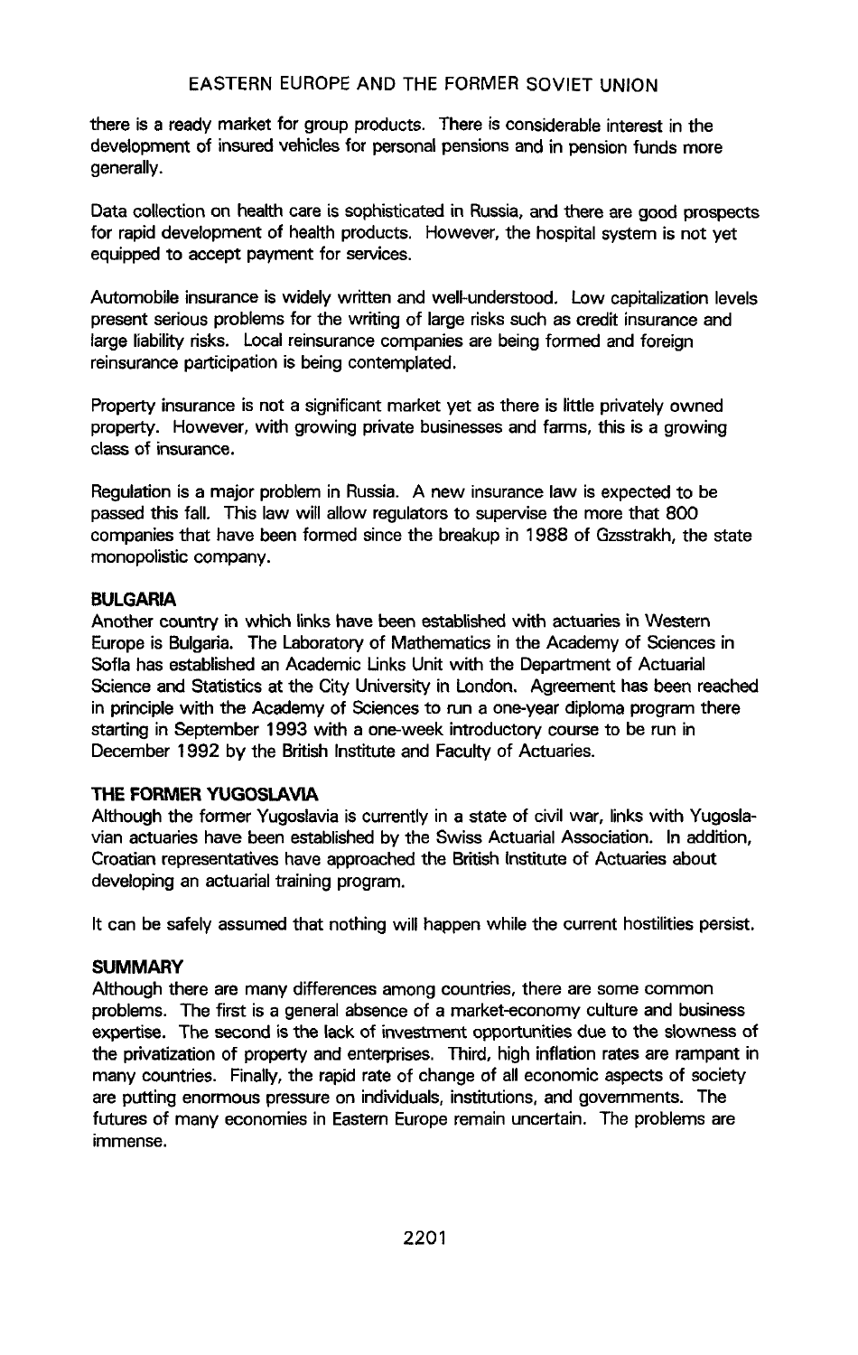there is a ready market for group products. There is considerable interest in the development of insured vehicles for personal pensions and in pension funds more generally.

Data collection on health care is sophisticated in Russia, and there are good prospects for rapid development of health products. However, the hospital system is not yet equipped to accept payment for services.

Automobile insurance is widely written and well-understood. Low capitalization levels present serious problems for the writing of large risks such as credit insurance and large liability risks. Local reinsurance companies are being formed and foreign reinsurance participation is being contemplated.

Property insurance is not a significant market yet as there is little privately owned property. However, with growing private businesses and farms, this is a growing class of insurance.

Regulation is a major problem in Russia. A new insurance law is expected to be passed this fall. This law will allow regulators to supervise the more that 800 companies that have been formed since the breakup in 1988 of Gzsstrakh, the state monopolistic company.

## BULGARIA

Another country in which links have been established with actuaries in Western Europe is Bulgaria. The Laboratory of Mathematics in the Academy of Sciences in Sofia has established an Academic Links Unit with the Department of Actuarial Science and Statistics at the City University in London. Agreement has been reached in principle with the Academy of Sciences to run a one-year diploma program there starting in September 1993 with a one-week introductory course to be run in December 1992 by the British Institute and Faculty of Actuaries.

## THE FORMER YUGOSLAVIA

Although the former Yugoslavia is currently in a state of civil war, links with Yugoslavian actuaries have been established by the Swiss Actuarial Association. In addition, Croatian representatives have approached the British Institute of Actuaries about developing an actuarial training program.

It can be safely assumed that nothing will happen while the current hostilities persist.

## SUMMARY

Although there are many differences among countries, there are some common problems. The first is a general absence of a market-economy culture and business expertise. The second is the lack of investment opportunities due to the slowness of the privatization of property and enterprises. Third, high inflation rates are rampant in many countries. Finally, the rapid rate of change of all economic aspects of society are putting enormous pressure on individuals, institutions, and governments. The futures of many economies in Eastern Europe remain uncertain. The problems are immense.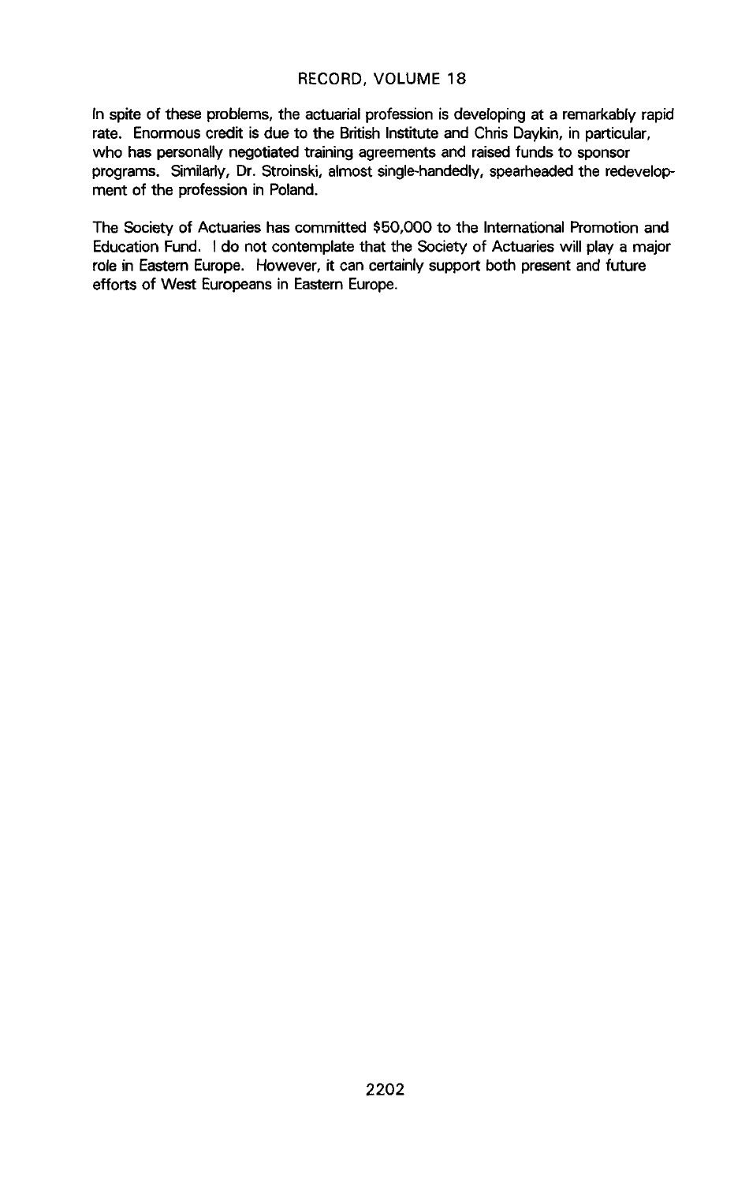In spite of these problems, the actuarial profession is developing at a remarkably rapid rate. Enormous credit is due to the British Institute and Chris Daykin, in particular, who has personally negotiated training agreements and raised funds to sponsor programs. Similarly, Dr. Stroinski, almost single-handedly, spearheaded the redevelopment of the profession in Poland.

The Society of Actuaries has committed $50,000 to the International Promotion and Education Fund. I do not contemplate that the Society of Actuaries will play a major role in Eastern Europe. However, it can certainly support both present and future efforts of West Europeans in Eastern Europe.